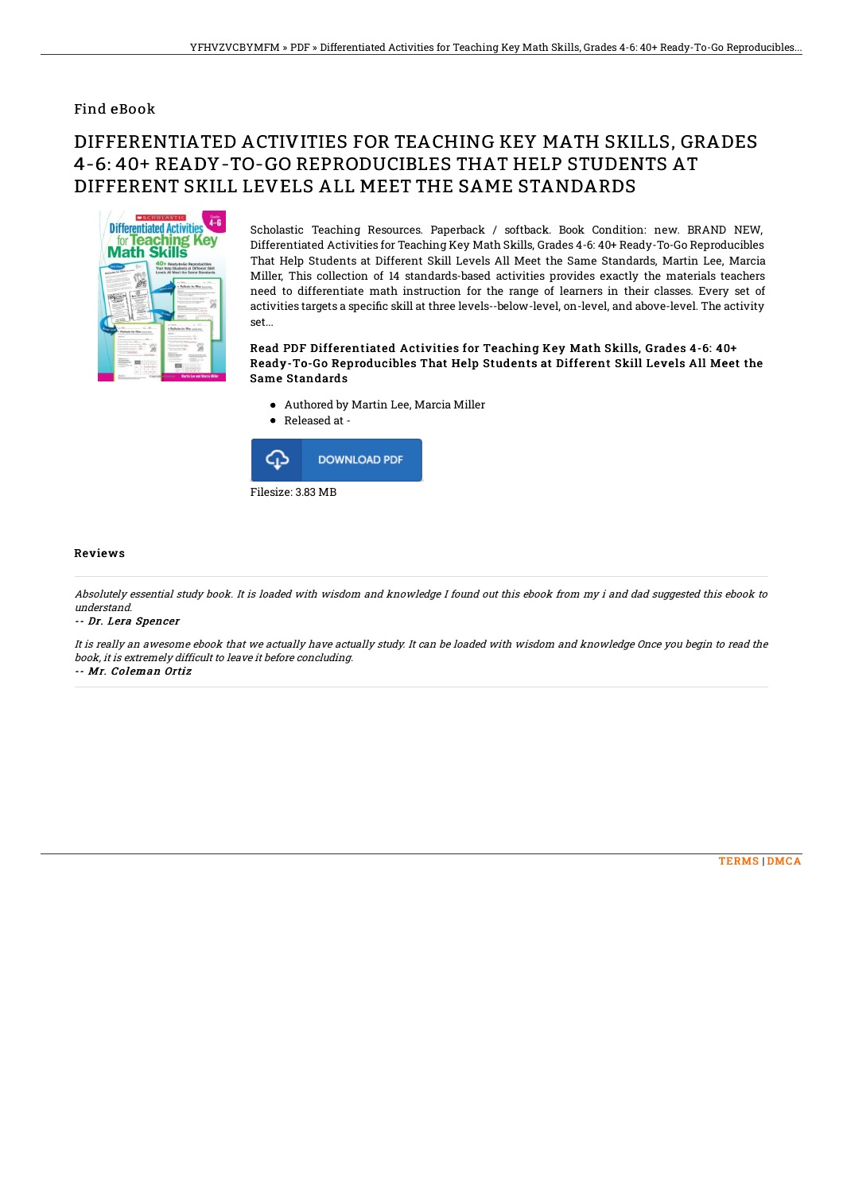Find eBook

# DIFFERENTIATED ACTIVITIES FOR TEACHING KEY MATH SKILLS, GRADES 4-6: 40+ READY-TO-GO REPRODUCIBLES THAT HELP STUDENTS AT DIFFERENT SKILL LEVELS ALL MEET THE SAME STANDARDS

Scholastic Teaching Resources. Paperback / softback. Book Condition: new. BRAND NEW, Differentiated Activities for Teaching Key Math Skills, Grades 4-6: 40+ Ready-To-Go Reproducibles That Help Students at Different Skill Levels All Meet the Same Standards, Martin Lee, Marcia Miller, This collection of 14 standards-based activities provides exactly the materials teachers need to differentiate math instruction for the range of learners in their classes. Every set of activities targets a specific skill at three levels--below-level, on-level, and above-level. The activity set...

**Read PDF Differentiated Activities for Teaching Key Math Skills, Grades 4-6: 40+ Ready-To-Go Reproducibles That Help Students at Different Skill Levels All Meet the Same Standards**

- Authored by Martin Lee, Marcia Miller
- Released at -

DOWNLOAD PDF

Filesize: 3.83 MB

## Reviews

*Absolutely essential study book. It is loaded with wisdom and knowledge I found out this ebook from my i and dad suggested this ebook to understand.*

*-- Dr. Lera Spencer*

*It is really an awesome ebook that we actually have actually study. It can be loaded with wisdom and knowledge Once you begin to read the book, it is extremely difficult to leave it before concluding.*

*-- Mr. Coleman Ortiz*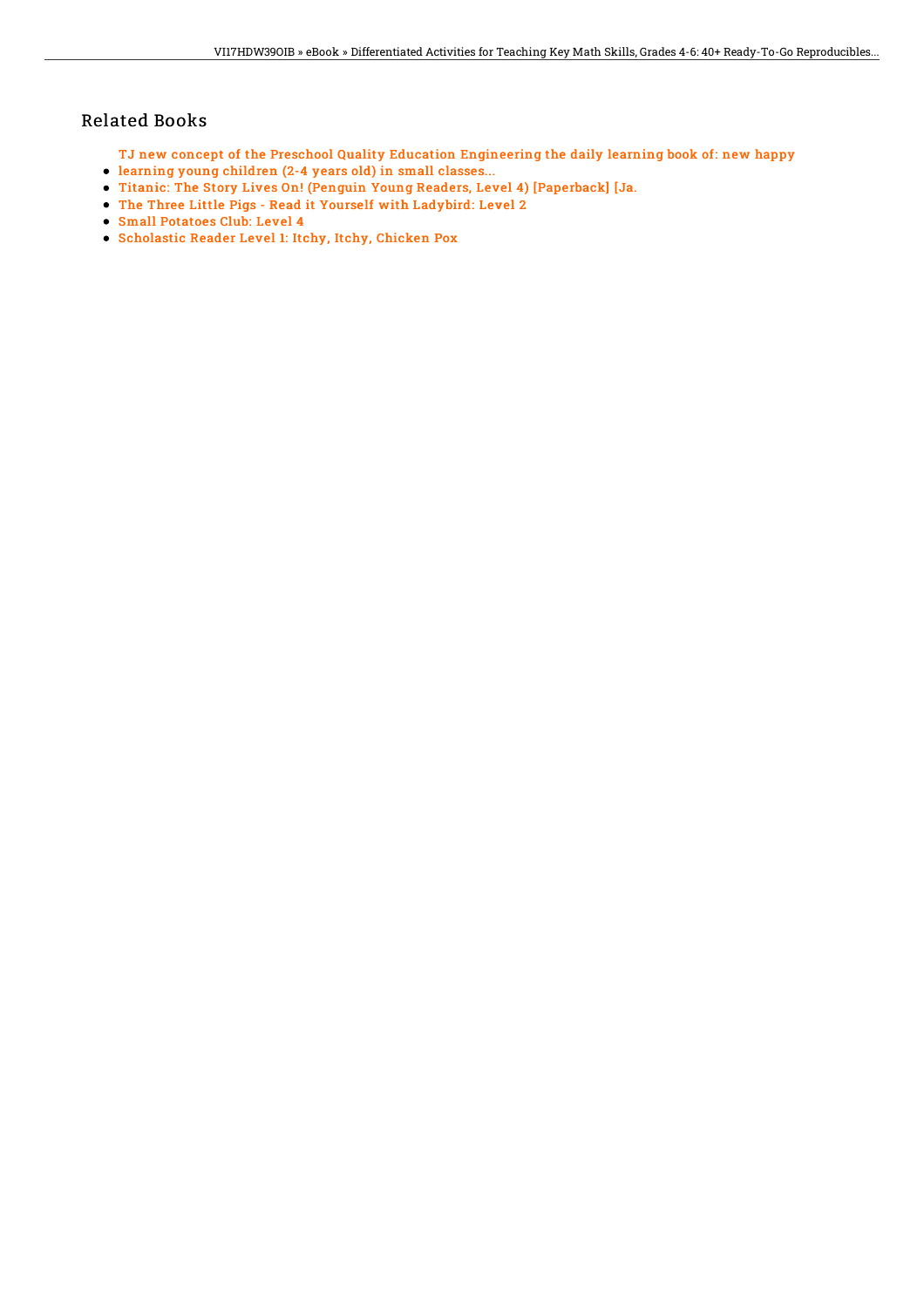## Related Books

- TJ new concept of the Preschool Quality Education Engineering the daily learning book of: new happy learning young children (2-4 years old) in small classes...
- Titanic: The Story Lives On! (Penguin Young Readers, Level 4) [Paperback] [Ja.
- The Three Little Pigs - Read it Yourself with Ladybird: Level 2
- Small Potatoes Club: Level 4
- Scholastic Reader Level 1: Itchy, Itchy, Chicken Pox